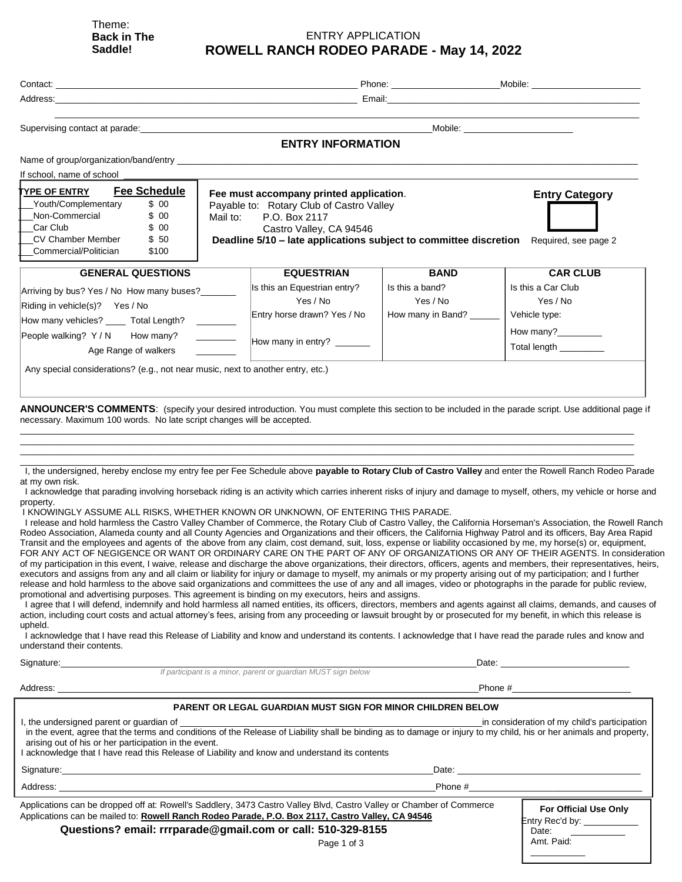Theme:
**Back in The Saddle!**

ENTRY APPLICATION

# ROWELL RANCH RODEO PARADE - May 14, 2022

Contact: ______________________________ Phone: ____________________ Mobile: ____________________

Address: ______________________________ Email: ______________________________

______________________________________________________________________

Supervising contact at parade: ______________________________ Mobile: ____________________

## ENTRY INFORMATION

Name of group/organization/band/entry ______________________________

If school, name of school ______________________________

| TYPE OF ENTRY | Fee Schedule |
|---|---|
| ___Youth/Complementary | $ 00 |
| ___Non-Commercial | $ 00 |
| ___Car Club | $ 00 |
| ___CV Chamber Member | $ 50 |
| ___Commercial/Politician | $100 |

**Fee must accompany printed application**.
Payable to: Rotary Club of Castro Valley
Mail to: P.O. Box 2117
Castro Valley, CA 94546
**Deadline 5/10 – late applications subject to committee discretion**

**Entry Category**
[ ]
Required, see page 2

| GENERAL QUESTIONS | EQUESTRIAN | BAND | CAR CLUB |
|---|---|---|---|
| Arriving by bus? Yes / No How many buses?_______ | Is this an Equestrian entry? | Is this a band? | Is this a Car Club |
| Riding in vehicle(s)? Yes / No | Yes / No | Yes / No | Yes / No |
| How many vehicles? ____ Total Length? _______ | Entry horse drawn? Yes / No | How many in Band? ______ | Vehicle type: |
| People walking? Y / N How many? _______ | How many in entry? _______ | | How many?_________ |
| Age Range of walkers _______ | | | Total length _________ |

Any special considerations? (e.g., not near music, next to another entry, etc.)

**ANNOUNCER'S COMMENTS**: (specify your desired introduction. You must complete this section to be included in the parade script. Use additional page if necessary. Maximum 100 words. No late script changes will be accepted.

______________________________________________________________________

______________________________________________________________________

______________________________________________________________________

______________________________________________________________________

I, the undersigned, hereby enclose my entry fee per Fee Schedule above **payable to Rotary Club of Castro Valley** and enter the Rowell Ranch Rodeo Parade at my own risk.

I acknowledge that parading involving horseback riding is an activity which carries inherent risks of injury and damage to myself, others, my vehicle or horse and property.

I KNOWINGLY ASSUME ALL RISKS, WHETHER KNOWN OR UNKNOWN, OF ENTERING THIS PARADE.

I release and hold harmless the Castro Valley Chamber of Commerce, the Rotary Club of Castro Valley, the California Horseman's Association, the Rowell Ranch Rodeo Association, Alameda county and all County Agencies and Organizations and their officers, the California Highway Patrol and its officers, Bay Area Rapid Transit and the employees and agents of the above from any claim, cost demand, suit, loss, expense or liability occasioned by me, my horse(s) or, equipment, FOR ANY ACT OF NEGIGENCE OR WANT OR ORDINARY CARE ON THE PART OF ANY OF ORGANIZATIONS OR ANY OF THEIR AGENTS. In consideration of my participation in this event, I waive, release and discharge the above organizations, their directors, officers, agents and members, their representatives, heirs, executors and assigns from any and all claim or liability for injury or damage to myself, my animals or my property arising out of my participation; and I further release and hold harmless to the above said organizations and committees the use of any and all images, video or photographs in the parade for public review, promotional and advertising purposes. This agreement is binding on my executors, heirs and assigns.

I agree that I will defend, indemnify and hold harmless all named entities, its officers, directors, members and agents against all claims, demands, and causes of action, including court costs and actual attorney's fees, arising from any proceeding or lawsuit brought by or prosecuted for my benefit, in which this release is upheld.

I acknowledge that I have read this Release of Liability and know and understand its contents. I acknowledge that I have read the parade rules and know and understand their contents.

Signature: ______________________________ Date: ____________________

*If participant is a minor, parent or guardian MUST sign below*

Address: ______________________________ Phone # ____________________

**PARENT OR LEGAL GUARDIAN MUST SIGN FOR MINOR CHILDREN BELOW**

I, the undersigned parent or guardian of ______________________________ in consideration of my child's participation in the event, agree that the terms and conditions of the Release of Liability shall be binding as to damage or injury to my child, his or her animals and property, arising out of his or her participation in the event.
I acknowledge that I have read this Release of Liability and know and understand its contents

Signature: ______________________________ Date: ____________________

Address: ______________________________ Phone # ____________________

Applications can be dropped off at: Rowell's Saddlery, 3473 Castro Valley Blvd, Castro Valley or Chamber of Commerce
Applications can be mailed to: **Rowell Ranch Rodeo Parade, P.O. Box 2117, Castro Valley, CA 94546**

**Questions? email: rrrparade@gmail.com or call: 510-329-8155**

**For Official Use Only**
Entry Rec'd by: ___________
Date: ___________
Amt. Paid: ___________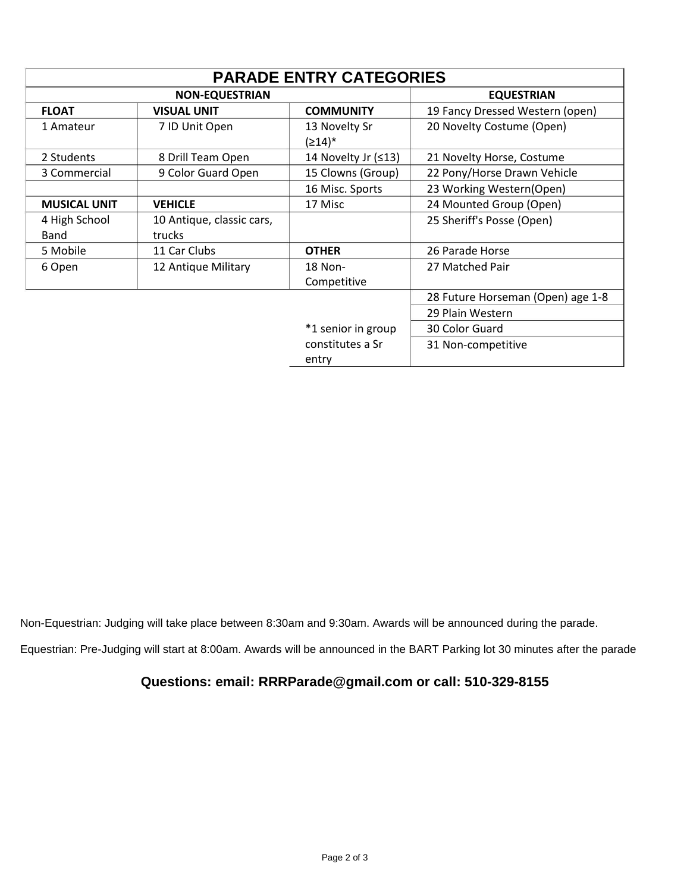# PARADE ENTRY CATEGORIES

| NON-EQUESTRIAN | | | EQUESTRIAN |
|---|---|---|---|
| **FLOAT** | **VISUAL UNIT** | **COMMUNITY** | 19 Fancy Dressed Western (open) |
| 1 Amateur | 7 ID Unit Open | 13 Novelty Sr (≥14)* | 20 Novelty Costume (Open) |
| 2 Students | 8 Drill Team Open | 14 Novelty Jr (≤13) | 21 Novelty Horse, Costume |
| 3 Commercial | 9 Color Guard Open | 15 Clowns (Group) | 22 Pony/Horse Drawn Vehicle |
| | | 16 Misc. Sports | 23 Working Western(Open) |
| **MUSICAL UNIT** | **VEHICLE** | 17 Misc | 24 Mounted Group (Open) |
| 4 High School Band | 10 Antique, classic cars, trucks | | 25 Sheriff's Posse (Open) |
| 5 Mobile | 11 Car Clubs | **OTHER** | 26 Parade Horse |
| 6 Open | 12 Antique Military | 18 Non-Competitive | 27 Matched Pair |
| | | | 28 Future Horseman (Open) age 1-8 |
| | | | 29 Plain Western |
| | | *1 senior in group constitutes a Sr entry | 30 Color Guard |
| | | | 31 Non-competitive |

Non-Equestrian: Judging will take place between 8:30am and 9:30am. Awards will be announced during the parade.

Equestrian: Pre-Judging will start at 8:00am. Awards will be announced in the BART Parking lot 30 minutes after the parade

**Questions: email: RRRParade@gmail.com or call: 510-329-8155**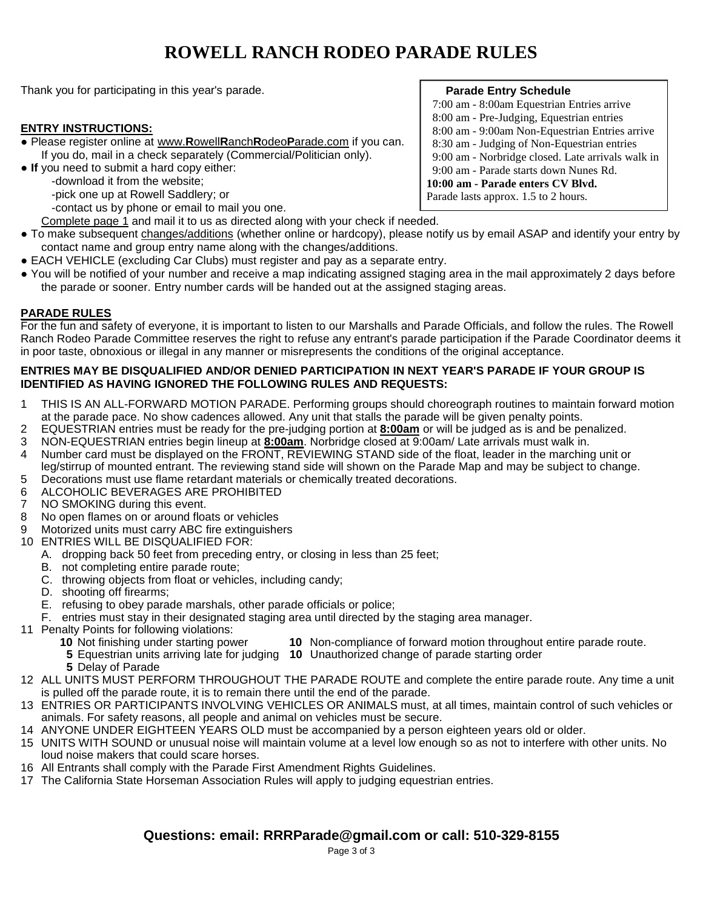# ROWELL RANCH RODEO PARADE RULES

Thank you for participating in this year's parade.

**Parade Entry Schedule**

7:00 am - 8:00am Equestrian Entries arrive
8:00 am - Pre-Judging, Equestrian entries
8:00 am - 9:00am Non-Equestrian Entries arrive
8:30 am - Judging of Non-Equestrian entries
9:00 am - Norbridge closed. Late arrivals walk in
9:00 am - Parade starts down Nunes Rd.
**10:00 am - Parade enters CV Blvd.**
Parade lasts approx. 1.5 to 2 hours.

## ENTRY INSTRUCTIONS:

- Please register online at www.**R**owell**R**anch**R**odeo**P**arade.com if you can. If you do, mail in a check separately (Commercial/Politician only).
- **If** you need to submit a hard copy either:
  - -download it from the website;
  - -pick one up at Rowell Saddlery; or
  - -contact us by phone or email to mail you one.

  Complete page 1 and mail it to us as directed along with your check if needed.
- To make subsequent changes/additions (whether online or hardcopy), please notify us by email ASAP and identify your entry by contact name and group entry name along with the changes/additions.
- EACH VEHICLE (excluding Car Clubs) must register and pay as a separate entry.
- You will be notified of your number and receive a map indicating assigned staging area in the mail approximately 2 days before the parade or sooner. Entry number cards will be handed out at the assigned staging areas.

## PARADE RULES

For the fun and safety of everyone, it is important to listen to our Marshalls and Parade Officials, and follow the rules. The Rowell Ranch Rodeo Parade Committee reserves the right to refuse any entrant's parade participation if the Parade Coordinator deems it in poor taste, obnoxious or illegal in any manner or misrepresents the conditions of the original acceptance.

**ENTRIES MAY BE DISQUALIFIED AND/OR DENIED PARTICIPATION IN NEXT YEAR'S PARADE IF YOUR GROUP IS IDENTIFIED AS HAVING IGNORED THE FOLLOWING RULES AND REQUESTS:**

1. THIS IS AN ALL-FORWARD MOTION PARADE. Performing groups should choreograph routines to maintain forward motion at the parade pace. No show cadences allowed. Any unit that stalls the parade will be given penalty points.
2. EQUESTRIAN entries must be ready for the pre-judging portion at **8:00am** or will be judged as is and be penalized.
3. NON-EQUESTRIAN entries begin lineup at **8:00am**. Norbridge closed at 9:00am/ Late arrivals must walk in.
4. Number card must be displayed on the FRONT, REVIEWING STAND side of the float, leader in the marching unit or leg/stirrup of mounted entrant. The reviewing stand side will shown on the Parade Map and may be subject to change.
5. Decorations must use flame retardant materials or chemically treated decorations.
6. ALCOHOLIC BEVERAGES ARE PROHIBITED
7. NO SMOKING during this event.
8. No open flames on or around floats or vehicles
9. Motorized units must carry ABC fire extinguishers
10. ENTRIES WILL BE DISQUALIFIED FOR:
    - A. dropping back 50 feet from preceding entry, or closing in less than 25 feet;
    - B. not completing entire parade route;
    - C. throwing objects from float or vehicles, including candy;
    - D. shooting off firearms;
    - E. refusing to obey parade marshals, other parade officials or police;
    - F. entries must stay in their designated staging area until directed by the staging area manager.
11. Penalty Points for following violations:
    - **10** Not finishing under starting power
    - **5** Equestrian units arriving late for judging
    - **5** Delay of Parade
    - **10** Non-compliance of forward motion throughout entire parade route.
    - **10** Unauthorized change of parade starting order
12. ALL UNITS MUST PERFORM THROUGHOUT THE PARADE ROUTE and complete the entire parade route. Any time a unit is pulled off the parade route, it is to remain there until the end of the parade.
13. ENTRIES OR PARTICIPANTS INVOLVING VEHICLES OR ANIMALS must, at all times, maintain control of such vehicles or animals. For safety reasons, all people and animal on vehicles must be secure.
14. ANYONE UNDER EIGHTEEN YEARS OLD must be accompanied by a person eighteen years old or older.
15. UNITS WITH SOUND or unusual noise will maintain volume at a level low enough so as not to interfere with other units. No loud noise makers that could scare horses.
16. All Entrants shall comply with the Parade First Amendment Rights Guidelines.
17. The California State Horseman Association Rules will apply to judging equestrian entries.

**Questions: email: RRRParade@gmail.com or call: 510-329-8155**